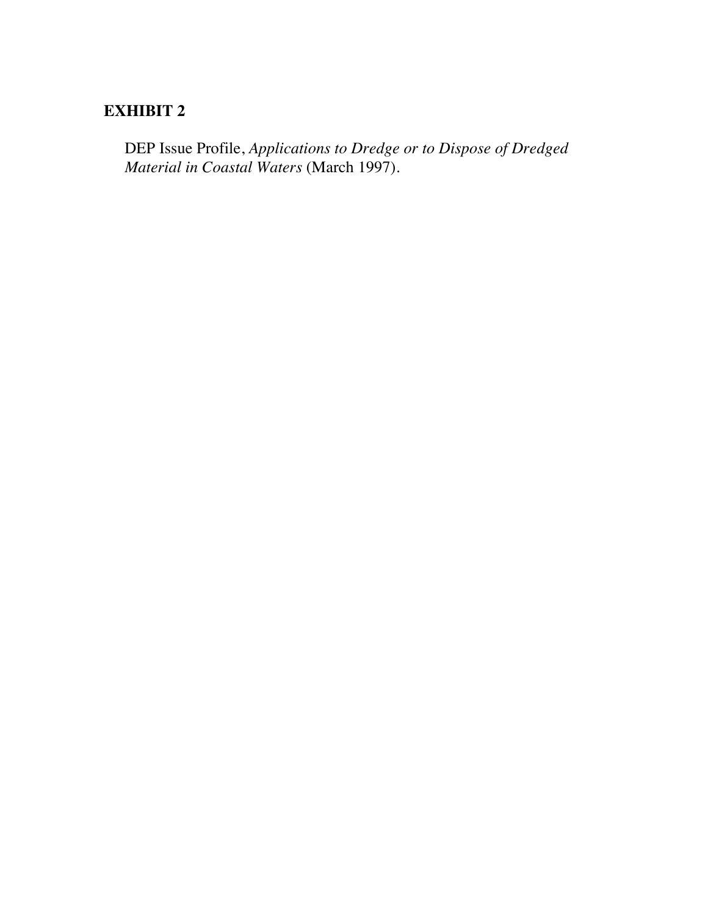**EXHIBIT 2**

DEP Issue Profile, *Applications to Dredge or to Dispose of Dredged Material in Coastal Waters* (March 1997).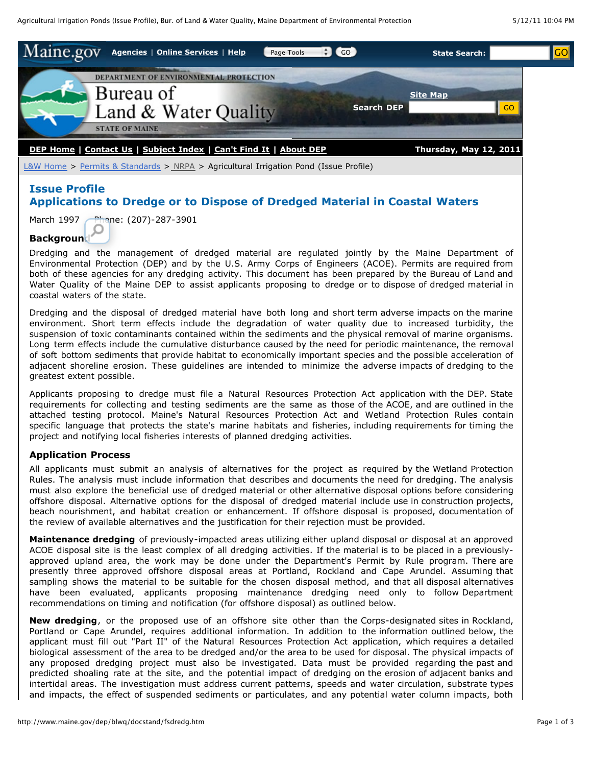L&W Home > Permits & Standards > NRPA > Agricultural Irrigation Pond (Issue Profile)

# Issue Profile
## Applications to Dredge or to Dispose of Dredged Material in Coastal Waters

March 1997 Phone: (207)-287-3901

### Background

Dredging and the management of dredged material are regulated jointly by the Maine Department of Environmental Protection (DEP) and by the U.S. Army Corps of Engineers (ACOE). Permits are required from both of these agencies for any dredging activity. This document has been prepared by the Bureau of Land and Water Quality of the Maine DEP to assist applicants proposing to dredge or to dispose of dredged material in coastal waters of the state.

Dredging and the disposal of dredged material have both long and short term adverse impacts on the marine environment. Short term effects include the degradation of water quality due to increased turbidity, the suspension of toxic contaminants contained within the sediments and the physical removal of marine organisms. Long term effects include the cumulative disturbance caused by the need for periodic maintenance, the removal of soft bottom sediments that provide habitat to economically important species and the possible acceleration of adjacent shoreline erosion. These guidelines are intended to minimize the adverse impacts of dredging to the greatest extent possible.

Applicants proposing to dredge must file a Natural Resources Protection Act application with the DEP. State requirements for collecting and testing sediments are the same as those of the ACOE, and are outlined in the attached testing protocol. Maine's Natural Resources Protection Act and Wetland Protection Rules contain specific language that protects the state's marine habitats and fisheries, including requirements for timing the project and notifying local fisheries interests of planned dredging activities.

### Application Process

All applicants must submit an analysis of alternatives for the project as required by the Wetland Protection Rules. The analysis must include information that describes and documents the need for dredging. The analysis must also explore the beneficial use of dredged material or other alternative disposal options before considering offshore disposal. Alternative options for the disposal of dredged material include use in construction projects, beach nourishment, and habitat creation or enhancement. If offshore disposal is proposed, documentation of the review of available alternatives and the justification for their rejection must be provided.

**Maintenance dredging** of previously-impacted areas utilizing either upland disposal or disposal at an approved ACOE disposal site is the least complex of all dredging activities. If the material is to be placed in a previously-approved upland area, the work may be done under the Department's Permit by Rule program. There are presently three approved offshore disposal areas at Portland, Rockland and Cape Arundel. Assuming that sampling shows the material to be suitable for the chosen disposal method, and that all disposal alternatives have been evaluated, applicants proposing maintenance dredging need only to follow Department recommendations on timing and notification (for offshore disposal) as outlined below.

**New dredging**, or the proposed use of an offshore site other than the Corps-designated sites in Rockland, Portland or Cape Arundel, requires additional information. In addition to the information outlined below, the applicant must fill out "Part II" of the Natural Resources Protection Act application, which requires a detailed biological assessment of the area to be dredged and/or the area to be used for disposal. The physical impacts of any proposed dredging project must also be investigated. Data must be provided regarding the past and predicted shoaling rate at the site, and the potential impact of dredging on the erosion of adjacent banks and intertidal areas. The investigation must address current patterns, speeds and water circulation, substrate types and impacts, the effect of suspended sediments or particulates, and any potential water column impacts, both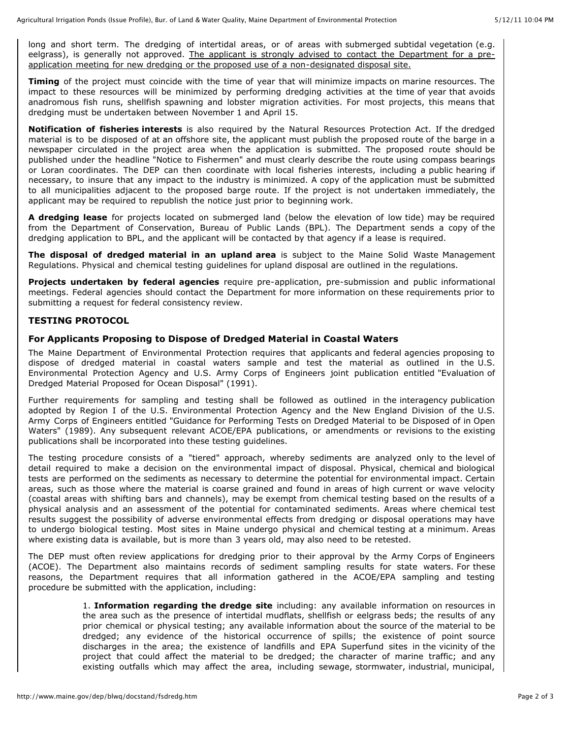long and short term. The dredging of intertidal areas, or of areas with submerged subtidal vegetation (e.g. eelgrass), is generally not approved. The applicant is strongly advised to contact the Department for a pre-application meeting for new dredging or the proposed use of a non-designated disposal site.

**Timing** of the project must coincide with the time of year that will minimize impacts on marine resources. The impact to these resources will be minimized by performing dredging activities at the time of year that avoids anadromous fish runs, shellfish spawning and lobster migration activities. For most projects, this means that dredging must be undertaken between November 1 and April 15.

**Notification of fisheries interests** is also required by the Natural Resources Protection Act. If the dredged material is to be disposed of at an offshore site, the applicant must publish the proposed route of the barge in a newspaper circulated in the project area when the application is submitted. The proposed route should be published under the headline "Notice to Fishermen" and must clearly describe the route using compass bearings or Loran coordinates. The DEP can then coordinate with local fisheries interests, including a public hearing if necessary, to insure that any impact to the industry is minimized. A copy of the application must be submitted to all municipalities adjacent to the proposed barge route. If the project is not undertaken immediately, the applicant may be required to republish the notice just prior to beginning work.

**A dredging lease** for projects located on submerged land (below the elevation of low tide) may be required from the Department of Conservation, Bureau of Public Lands (BPL). The Department sends a copy of the dredging application to BPL, and the applicant will be contacted by that agency if a lease is required.

**The disposal of dredged material in an upland area** is subject to the Maine Solid Waste Management Regulations. Physical and chemical testing guidelines for upland disposal are outlined in the regulations.

**Projects undertaken by federal agencies** require pre-application, pre-submission and public informational meetings. Federal agencies should contact the Department for more information on these requirements prior to submitting a request for federal consistency review.

## TESTING PROTOCOL

### For Applicants Proposing to Dispose of Dredged Material in Coastal Waters

The Maine Department of Environmental Protection requires that applicants and federal agencies proposing to dispose of dredged material in coastal waters sample and test the material as outlined in the U.S. Environmental Protection Agency and U.S. Army Corps of Engineers joint publication entitled "Evaluation of Dredged Material Proposed for Ocean Disposal" (1991).

Further requirements for sampling and testing shall be followed as outlined in the interagency publication adopted by Region I of the U.S. Environmental Protection Agency and the New England Division of the U.S. Army Corps of Engineers entitled "Guidance for Performing Tests on Dredged Material to be Disposed of in Open Waters" (1989). Any subsequent relevant ACOE/EPA publications, or amendments or revisions to the existing publications shall be incorporated into these testing guidelines.

The testing procedure consists of a "tiered" approach, whereby sediments are analyzed only to the level of detail required to make a decision on the environmental impact of disposal. Physical, chemical and biological tests are performed on the sediments as necessary to determine the potential for environmental impact. Certain areas, such as those where the material is coarse grained and found in areas of high current or wave velocity (coastal areas with shifting bars and channels), may be exempt from chemical testing based on the results of a physical analysis and an assessment of the potential for contaminated sediments. Areas where chemical test results suggest the possibility of adverse environmental effects from dredging or disposal operations may have to undergo biological testing. Most sites in Maine undergo physical and chemical testing at a minimum. Areas where existing data is available, but is more than 3 years old, may also need to be retested.

The DEP must often review applications for dredging prior to their approval by the Army Corps of Engineers (ACOE). The Department also maintains records of sediment sampling results for state waters. For these reasons, the Department requires that all information gathered in the ACOE/EPA sampling and testing procedure be submitted with the application, including:

1. **Information regarding the dredge site** including: any available information on resources in the area such as the presence of intertidal mudflats, shellfish or eelgrass beds; the results of any prior chemical or physical testing; any available information about the source of the material to be dredged; any evidence of the historical occurrence of spills; the existence of point source discharges in the area; the existence of landfills and EPA Superfund sites in the vicinity of the project that could affect the material to be dredged; the character of marine traffic; and any existing outfalls which may affect the area, including sewage, stormwater, industrial, municipal,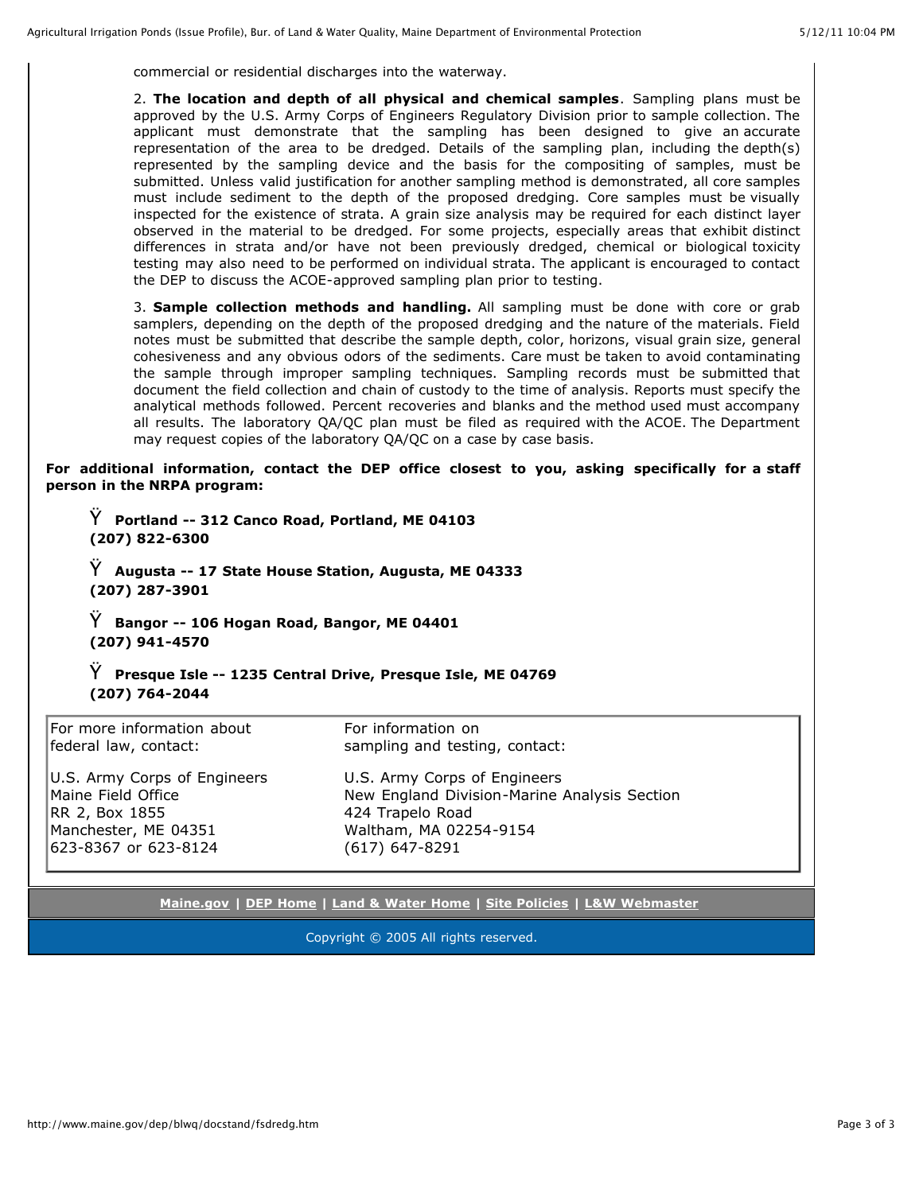commercial or residential discharges into the waterway.

2. **The location and depth of all physical and chemical samples**. Sampling plans must be approved by the U.S. Army Corps of Engineers Regulatory Division prior to sample collection. The applicant must demonstrate that the sampling has been designed to give an accurate representation of the area to be dredged. Details of the sampling plan, including the depth(s) represented by the sampling device and the basis for the compositing of samples, must be submitted. Unless valid justification for another sampling method is demonstrated, all core samples must include sediment to the depth of the proposed dredging. Core samples must be visually inspected for the existence of strata. A grain size analysis may be required for each distinct layer observed in the material to be dredged. For some projects, especially areas that exhibit distinct differences in strata and/or have not been previously dredged, chemical or biological toxicity testing may also need to be performed on individual strata. The applicant is encouraged to contact the DEP to discuss the ACOE-approved sampling plan prior to testing.

3. **Sample collection methods and handling.** All sampling must be done with core or grab samplers, depending on the depth of the proposed dredging and the nature of the materials. Field notes must be submitted that describe the sample depth, color, horizons, visual grain size, general cohesiveness and any obvious odors of the sediments. Care must be taken to avoid contaminating the sample through improper sampling techniques. Sampling records must be submitted that document the field collection and chain of custody to the time of analysis. Reports must specify the analytical methods followed. Percent recoveries and blanks and the method used must accompany all results. The laboratory QA/QC plan must be filed as required with the ACOE. The Department may request copies of the laboratory QA/QC on a case by case basis.

**For additional information, contact the DEP office closest to you, asking specifically for a staff person in the NRPA program:**

- **Portland -- 312 Canco Road, Portland, ME 04103 (207) 822-6300**
- **Augusta -- 17 State House Station, Augusta, ME 04333 (207) 287-3901**
- **Bangor -- 106 Hogan Road, Bangor, ME 04401 (207) 941-4570**
- **Presque Isle -- 1235 Central Drive, Presque Isle, ME 04769 (207) 764-2044**

| | |
|---|---|
| For more information about federal law, contact: | For information on sampling and testing, contact: |
| U.S. Army Corps of Engineers<br>Maine Field Office<br>RR 2, Box 1855<br>Manchester, ME 04351<br>623-8367 or 623-8124 | U.S. Army Corps of Engineers<br>New England Division-Marine Analysis Section<br>424 Trapelo Road<br>Waltham, MA 02254-9154<br>(617) 647-8291 |

Maine.gov | DEP Home | Land & Water Home | Site Policies | L&W Webmaster

Copyright © 2005 All rights reserved.